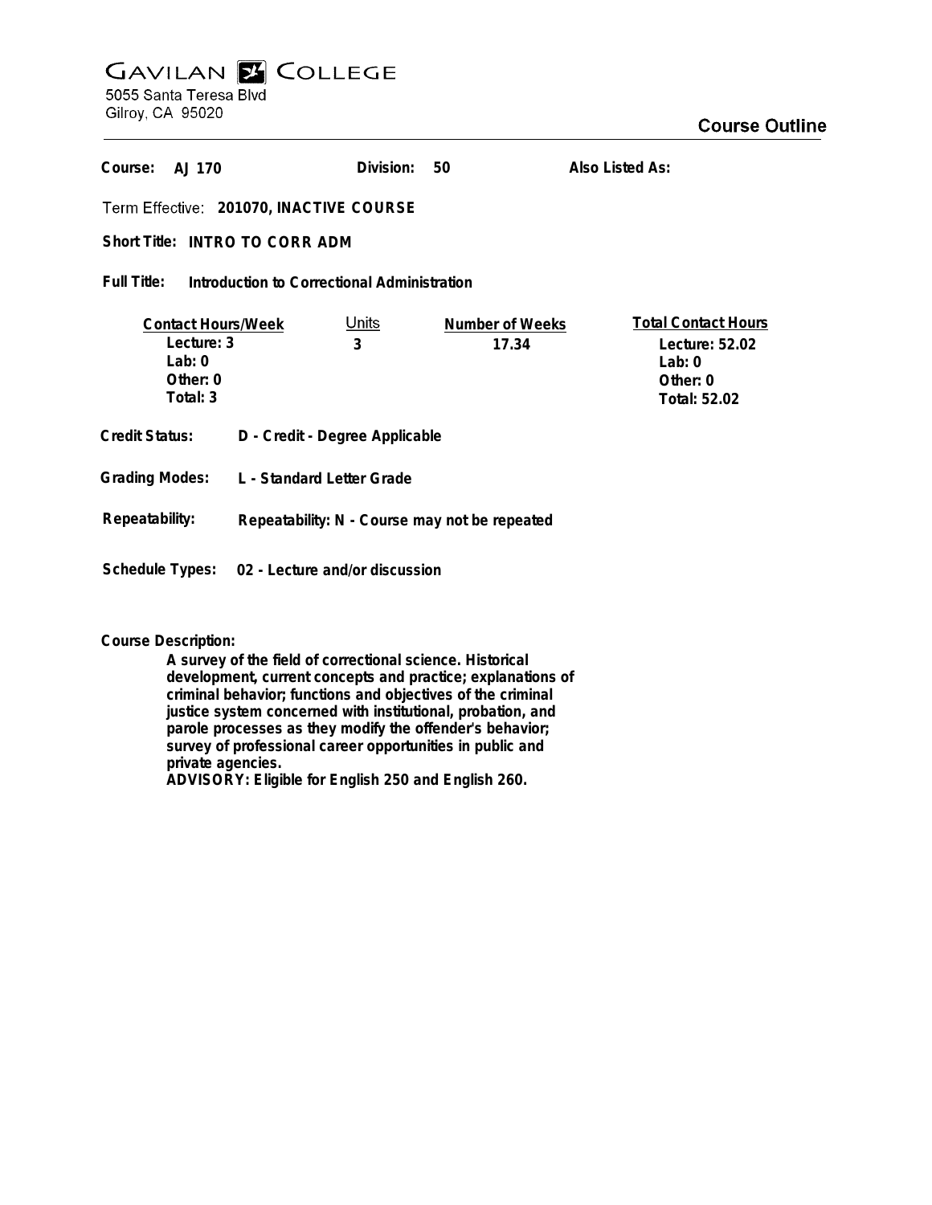# GAVILAN COLLEGE

5055 Santa Teresa Blvd
Gilroy, CA 95020

## Course Outline

**Course:** AJ 170 **Division:** 50 **Also Listed As:**

**Term Effective:** 201070, INACTIVE COURSE

**Short Title:** INTRO TO CORR ADM

**Full Title:** Introduction to Correctional Administration

| Contact Hours/Week | Units | Number of Weeks | Total Contact Hours |
|---|---|---|---|
| Lecture: 3 | 3 | 17.34 | Lecture: 52.02 |
| Lab: 0 | | | Lab: 0 |
| Other: 0 | | | Other: 0 |
| Total: 3 | | | Total: 52.02 |

**Credit Status:** D - Credit - Degree Applicable

**Grading Modes:** L - Standard Letter Grade

**Repeatability:** Repeatability: N - Course may not be repeated

**Schedule Types:** 02 - Lecture and/or discussion

**Course Description:**

A survey of the field of correctional science. Historical development, current concepts and practice; explanations of criminal behavior; functions and objectives of the criminal justice system concerned with institutional, probation, and parole processes as they modify the offender's behavior; survey of professional career opportunities in public and private agencies.
ADVISORY: Eligible for English 250 and English 260.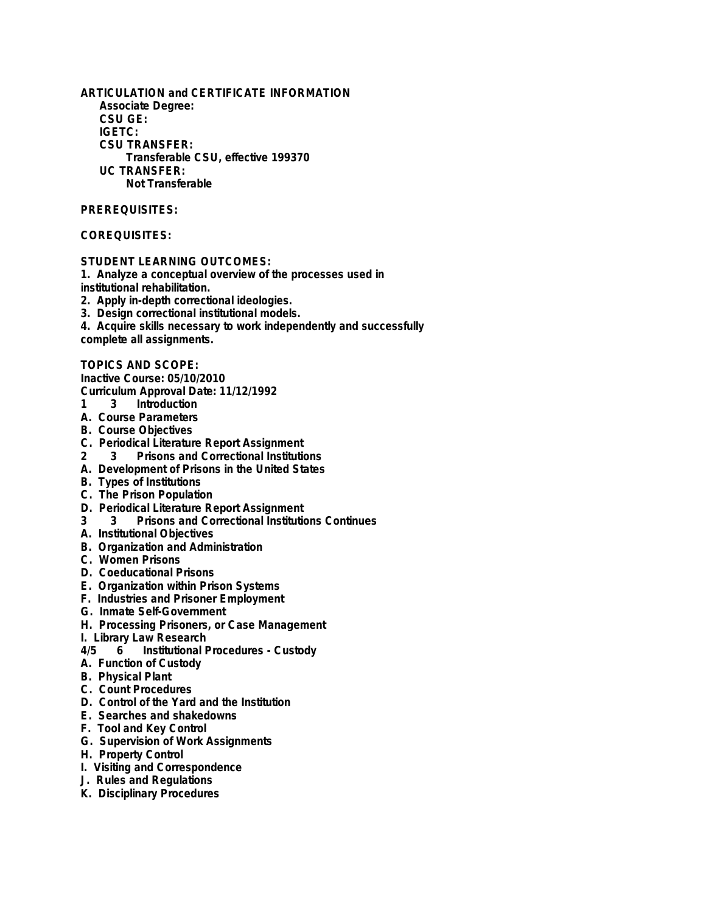**ARTICULATION and CERTIFICATE INFORMATION**

**Associate Degree:**

**CSU GE:**

**IGETC:**

**CSU TRANSFER:**

**Transferable CSU, effective 199370**

**UC TRANSFER:**

**Not Transferable**

**PREREQUISITES:**

**COREQUISITES:**

**STUDENT LEARNING OUTCOMES:**

1. Analyze a conceptual overview of the processes used in institutional rehabilitation.
2. Apply in-depth correctional ideologies.
3. Design correctional institutional models.
4. Acquire skills necessary to work independently and successfully complete all assignments.

**TOPICS AND SCOPE:**

**Inactive Course: 05/10/2010**

**Curriculum Approval Date: 11/12/1992**

1 3 Introduction

A. Course Parameters
B. Course Objectives
C. Periodical Literature Report Assignment

2 3 Prisons and Correctional Institutions

A. Development of Prisons in the United States
B. Types of Institutions
C. The Prison Population
D. Periodical Literature Report Assignment

3 3 Prisons and Correctional Institutions Continues

A. Institutional Objectives
B. Organization and Administration
C. Women Prisons
D. Coeducational Prisons
E. Organization within Prison Systems
F. Industries and Prisoner Employment
G. Inmate Self-Government
H. Processing Prisoners, or Case Management
I. Library Law Research

4/5 6 Institutional Procedures - Custody

A. Function of Custody
B. Physical Plant
C. Count Procedures
D. Control of the Yard and the Institution
E. Searches and shakedowns
F. Tool and Key Control
G. Supervision of Work Assignments
H. Property Control
I. Visiting and Correspondence
J. Rules and Regulations
K. Disciplinary Procedures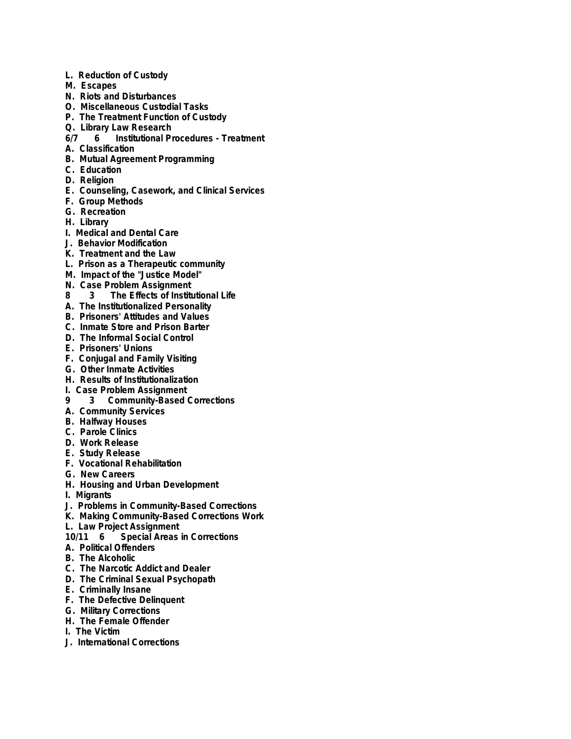L. Reduction of Custody
M. Escapes
N. Riots and Disturbances
O. Miscellaneous Custodial Tasks
P. The Treatment Function of Custody
Q. Library Law Research

**6/7 6 Institutional Procedures - Treatment**

A. Classification
B. Mutual Agreement Programming
C. Education
D. Religion
E. Counseling, Casework, and Clinical Services
F. Group Methods
G. Recreation
H. Library
I. Medical and Dental Care
J. Behavior Modification
K. Treatment and the Law
L. Prison as a Therapeutic community
M. Impact of the "Justice Model"
N. Case Problem Assignment

**8 3 The Effects of Institutional Life**

A. The Institutionalized Personality
B. Prisoners' Attitudes and Values
C. Inmate Store and Prison Barter
D. The Informal Social Control
E. Prisoners' Unions
F. Conjugal and Family Visiting
G. Other Inmate Activities
H. Results of Institutionalization
I. Case Problem Assignment

**9 3 Community-Based Corrections**

A. Community Services
B. Halfway Houses
C. Parole Clinics
D. Work Release
E. Study Release
F. Vocational Rehabilitation
G. New Careers
H. Housing and Urban Development
I. Migrants
J. Problems in Community-Based Corrections
K. Making Community-Based Corrections Work
L. Law Project Assignment

**10/11 6 Special Areas in Corrections**

A. Political Offenders
B. The Alcoholic
C. The Narcotic Addict and Dealer
D. The Criminal Sexual Psychopath
E. Criminally Insane
F. The Defective Delinquent
G. Military Corrections
H. The Female Offender
I. The Victim
J. International Corrections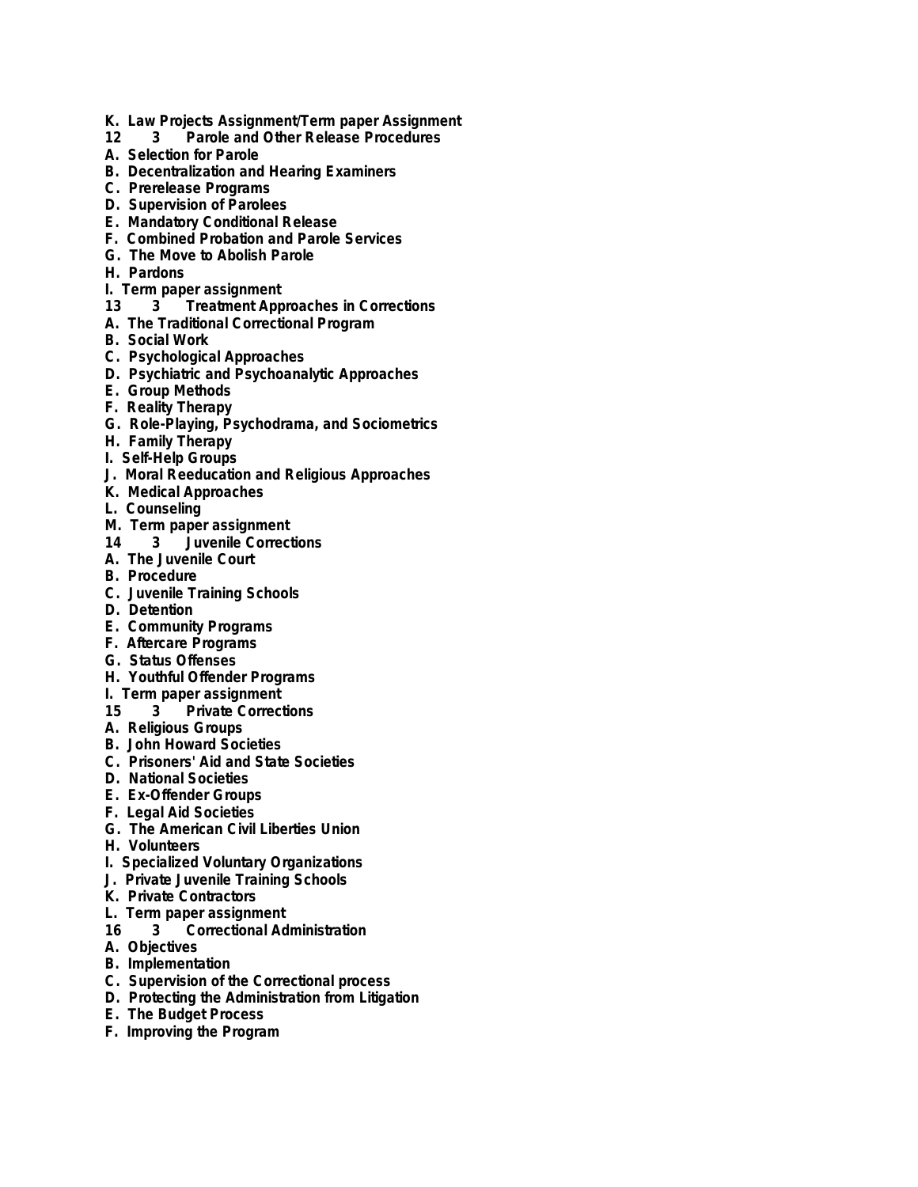**K. Law Projects Assignment/Term paper Assignment**

**12 3 Parole and Other Release Procedures**

**A. Selection for Parole**

**B. Decentralization and Hearing Examiners**

**C. Prerelease Programs**

**D. Supervision of Parolees**

**E. Mandatory Conditional Release**

**F. Combined Probation and Parole Services**

**G. The Move to Abolish Parole**

**H. Pardons**

**I. Term paper assignment**

**13 3 Treatment Approaches in Corrections**

**A. The Traditional Correctional Program**

**B. Social Work**

**C. Psychological Approaches**

**D. Psychiatric and Psychoanalytic Approaches**

**E. Group Methods**

**F. Reality Therapy**

**G. Role-Playing, Psychodrama, and Sociometrics**

**H. Family Therapy**

**I. Self-Help Groups**

**J. Moral Reeducation and Religious Approaches**

**K. Medical Approaches**

**L. Counseling**

**M. Term paper assignment**

**14 3 Juvenile Corrections**

**A. The Juvenile Court**

**B. Procedure**

**C. Juvenile Training Schools**

**D. Detention**

**E. Community Programs**

**F. Aftercare Programs**

**G. Status Offenses**

**H. Youthful Offender Programs**

**I. Term paper assignment**

**15 3 Private Corrections**

**A. Religious Groups**

**B. John Howard Societies**

**C. Prisoners' Aid and State Societies**

**D. National Societies**

**E. Ex-Offender Groups**

**F. Legal Aid Societies**

**G. The American Civil Liberties Union**

**H. Volunteers**

**I. Specialized Voluntary Organizations**

**J. Private Juvenile Training Schools**

**K. Private Contractors**

**L. Term paper assignment**

**16 3 Correctional Administration**

**A. Objectives**

**B. Implementation**

**C. Supervision of the Correctional process**

**D. Protecting the Administration from Litigation**

**E. The Budget Process**

**F. Improving the Program**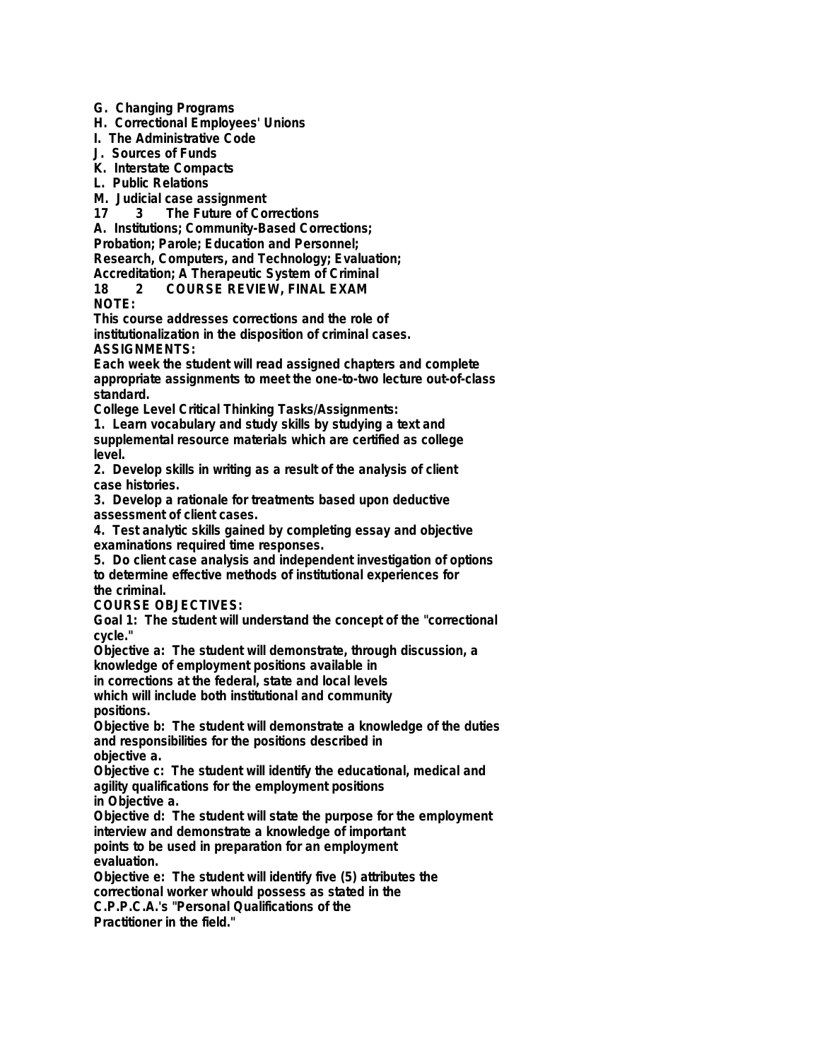G. Changing Programs
H. Correctional Employees' Unions
I. The Administrative Code
J. Sources of Funds
K. Interstate Compacts
L. Public Relations
M. Judicial case assignment
17 3 The Future of Corrections
A. Institutions; Community-Based Corrections;
Probation; Parole; Education and Personnel;
Research, Computers, and Technology; Evaluation;
Accreditation; A Therapeutic System of Criminal
18 2 COURSE REVIEW, FINAL EXAM

NOTE:
This course addresses corrections and the role of institutionalization in the disposition of criminal cases.

ASSIGNMENTS:
Each week the student will read assigned chapters and complete appropriate assignments to meet the one-to-two lecture out-of-class standard.

College Level Critical Thinking Tasks/Assignments:
1. Learn vocabulary and study skills by studying a text and supplemental resource materials which are certified as college level.
2. Develop skills in writing as a result of the analysis of client case histories.
3. Develop a rationale for treatments based upon deductive assessment of client cases.
4. Test analytic skills gained by completing essay and objective examinations required time responses.
5. Do client case analysis and independent investigation of options to determine effective methods of institutional experiences for the criminal.

COURSE OBJECTIVES:
Goal 1: The student will understand the concept of the "correctional cycle."
Objective a: The student will demonstrate, through discussion, a knowledge of employment positions available in in corrections at the federal, state and local levels which will include both institutional and community positions.
Objective b: The student will demonstrate a knowledge of the duties and responsibilities for the positions described in objective a.
Objective c: The student will identify the educational, medical and agility qualifications for the employment positions in Objective a.
Objective d: The student will state the purpose for the employment interview and demonstrate a knowledge of important points to be used in preparation for an employment evaluation.
Objective e: The student will identify five (5) attributes the correctional worker whould possess as stated in the C.P.P.C.A.'s "Personal Qualifications of the Practitioner in the field."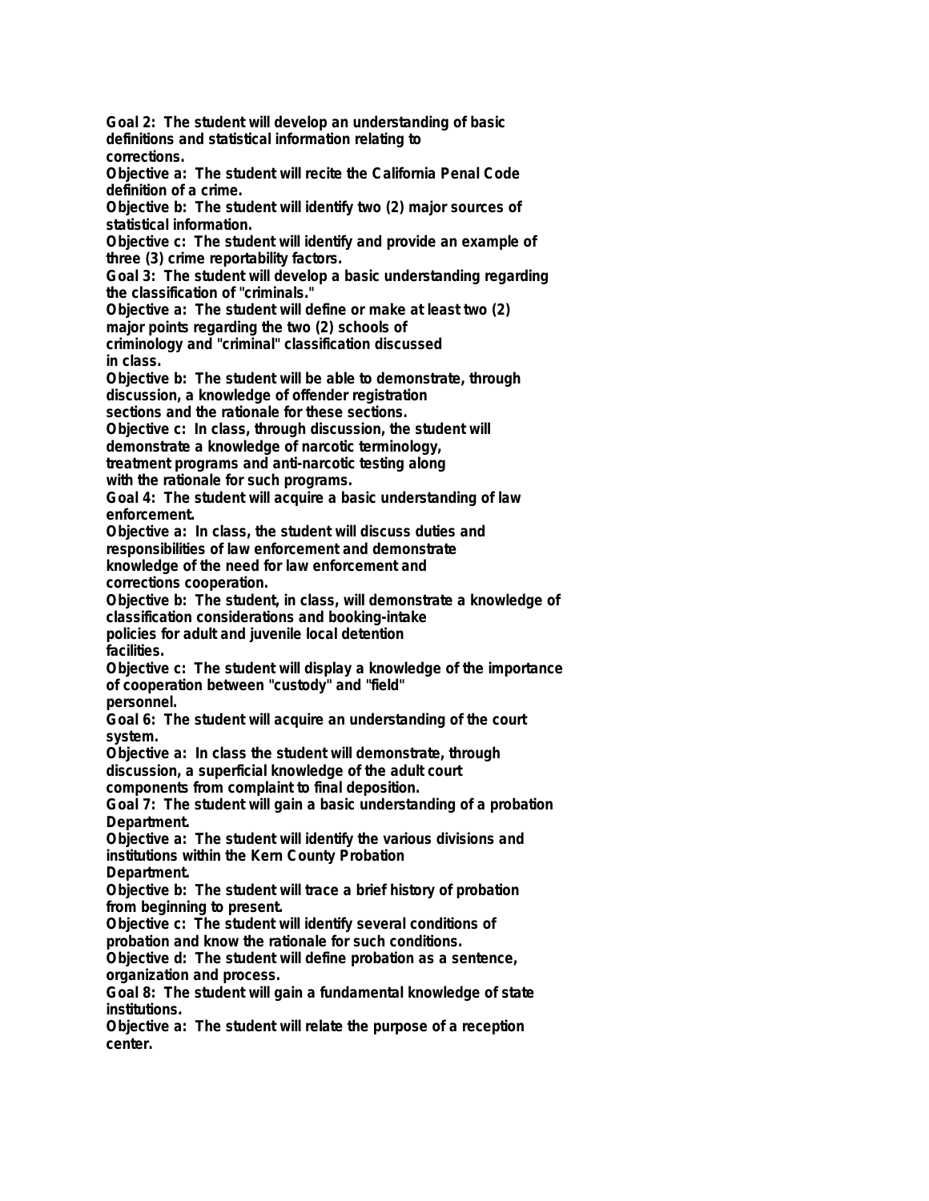**Goal 2: The student will develop an understanding of basic definitions and statistical information relating to corrections.**

**Objective a: The student will recite the California Penal Code definition of a crime.**

**Objective b: The student will identify two (2) major sources of statistical information.**

**Objective c: The student will identify and provide an example of three (3) crime reportability factors.**

**Goal 3: The student will develop a basic understanding regarding the classification of "criminals."**

**Objective a: The student will define or make at least two (2) major points regarding the two (2) schools of criminology and "criminal" classification discussed in class.**

**Objective b: The student will be able to demonstrate, through discussion, a knowledge of offender registration sections and the rationale for these sections.**

**Objective c: In class, through discussion, the student will demonstrate a knowledge of narcotic terminology, treatment programs and anti-narcotic testing along with the rationale for such programs.**

**Goal 4: The student will acquire a basic understanding of law enforcement.**

**Objective a: In class, the student will discuss duties and responsibilities of law enforcement and demonstrate knowledge of the need for law enforcement and corrections cooperation.**

**Objective b: The student, in class, will demonstrate a knowledge of classification considerations and booking-intake policies for adult and juvenile local detention facilities.**

**Objective c: The student will display a knowledge of the importance of cooperation between "custody" and "field" personnel.**

**Goal 6: The student will acquire an understanding of the court system.**

**Objective a: In class the student will demonstrate, through discussion, a superficial knowledge of the adult court components from complaint to final deposition.**

**Goal 7: The student will gain a basic understanding of a probation Department.**

**Objective a: The student will identify the various divisions and institutions within the Kern County Probation Department.**

**Objective b: The student will trace a brief history of probation from beginning to present.**

**Objective c: The student will identify several conditions of probation and know the rationale for such conditions.**

**Objective d: The student will define probation as a sentence, organization and process.**

**Goal 8: The student will gain a fundamental knowledge of state institutions.**

**Objective a: The student will relate the purpose of a reception center.**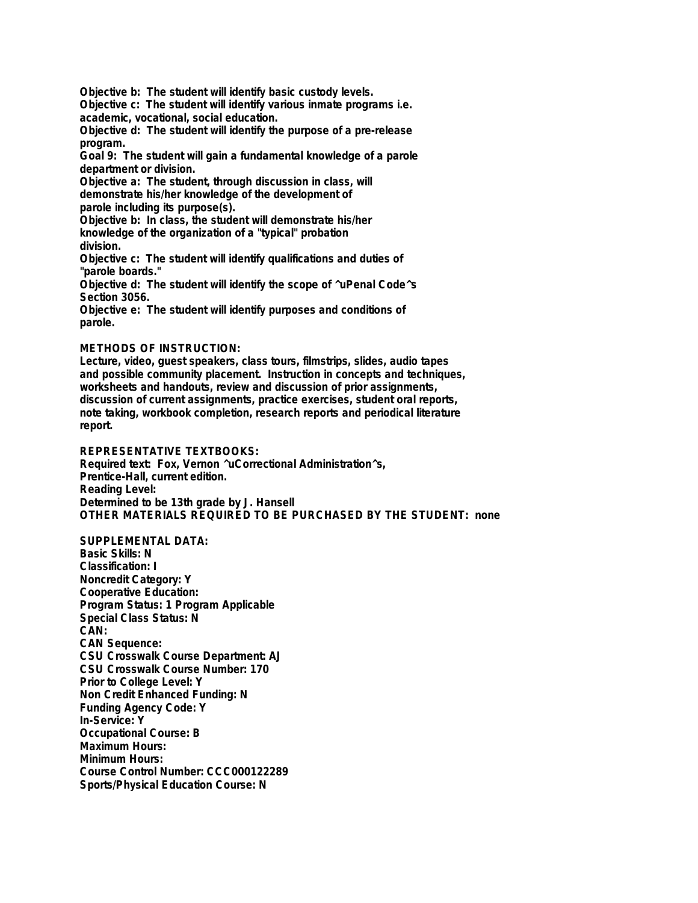Objective b: The student will identify basic custody levels.
Objective c: The student will identify various inmate programs i.e. academic, vocational, social education.
Objective d: The student will identify the purpose of a pre-release program.
Goal 9: The student will gain a fundamental knowledge of a parole department or division.
Objective a: The student, through discussion in class, will demonstrate his/her knowledge of the development of parole including its purpose(s).
Objective b: In class, the student will demonstrate his/her knowledge of the organization of a "typical" probation division.
Objective c: The student will identify qualifications and duties of "parole boards."
Objective d: The student will identify the scope of ^uPenal Code^s Section 3056.
Objective e: The student will identify purposes and conditions of parole.

**METHODS OF INSTRUCTION:**
Lecture, video, guest speakers, class tours, filmstrips, slides, audio tapes and possible community placement. Instruction in concepts and techniques, worksheets and handouts, review and discussion of prior assignments, discussion of current assignments, practice exercises, student oral reports, note taking, workbook completion, research reports and periodical literature report.

**REPRESENTATIVE TEXTBOOKS:**
Required text: Fox, Vernon ^uCorrectional Administration^s, Prentice-Hall, current edition.
Reading Level:
Determined to be 13th grade by J. Hansell
**OTHER MATERIALS REQUIRED TO BE PURCHASED BY THE STUDENT:** none

**SUPPLEMENTAL DATA:**
Basic Skills: N
Classification: I
Noncredit Category: Y
Cooperative Education:
Program Status: 1 Program Applicable
Special Class Status: N
CAN:
CAN Sequence:
CSU Crosswalk Course Department: AJ
CSU Crosswalk Course Number: 170
Prior to College Level: Y
Non Credit Enhanced Funding: N
Funding Agency Code: Y
In-Service: Y
Occupational Course: B
Maximum Hours:
Minimum Hours:
Course Control Number: CCC000122289
Sports/Physical Education Course: N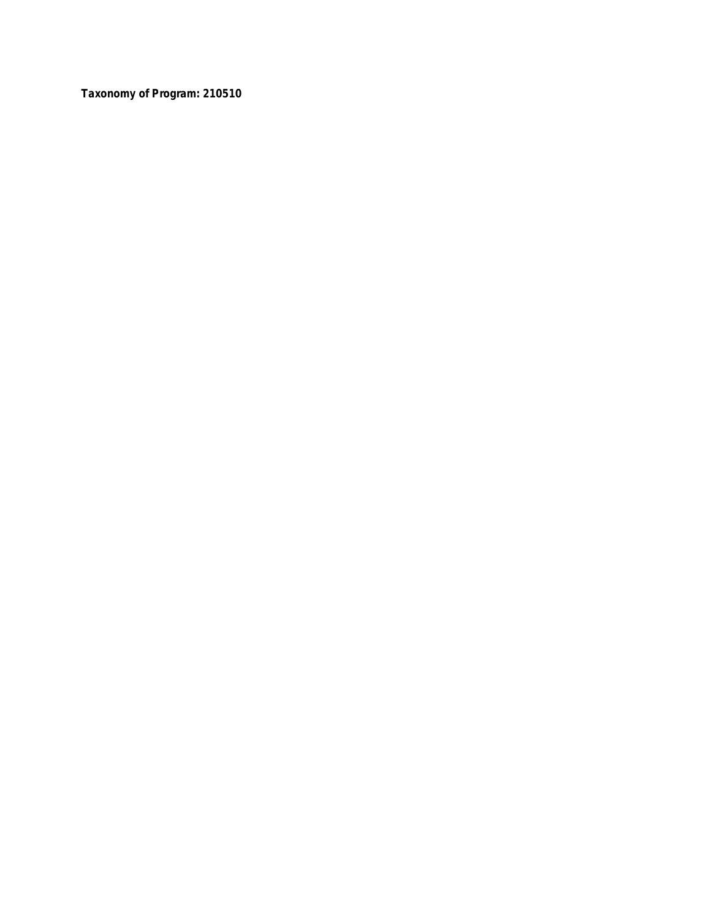***Taxonomy of Program: 210510***